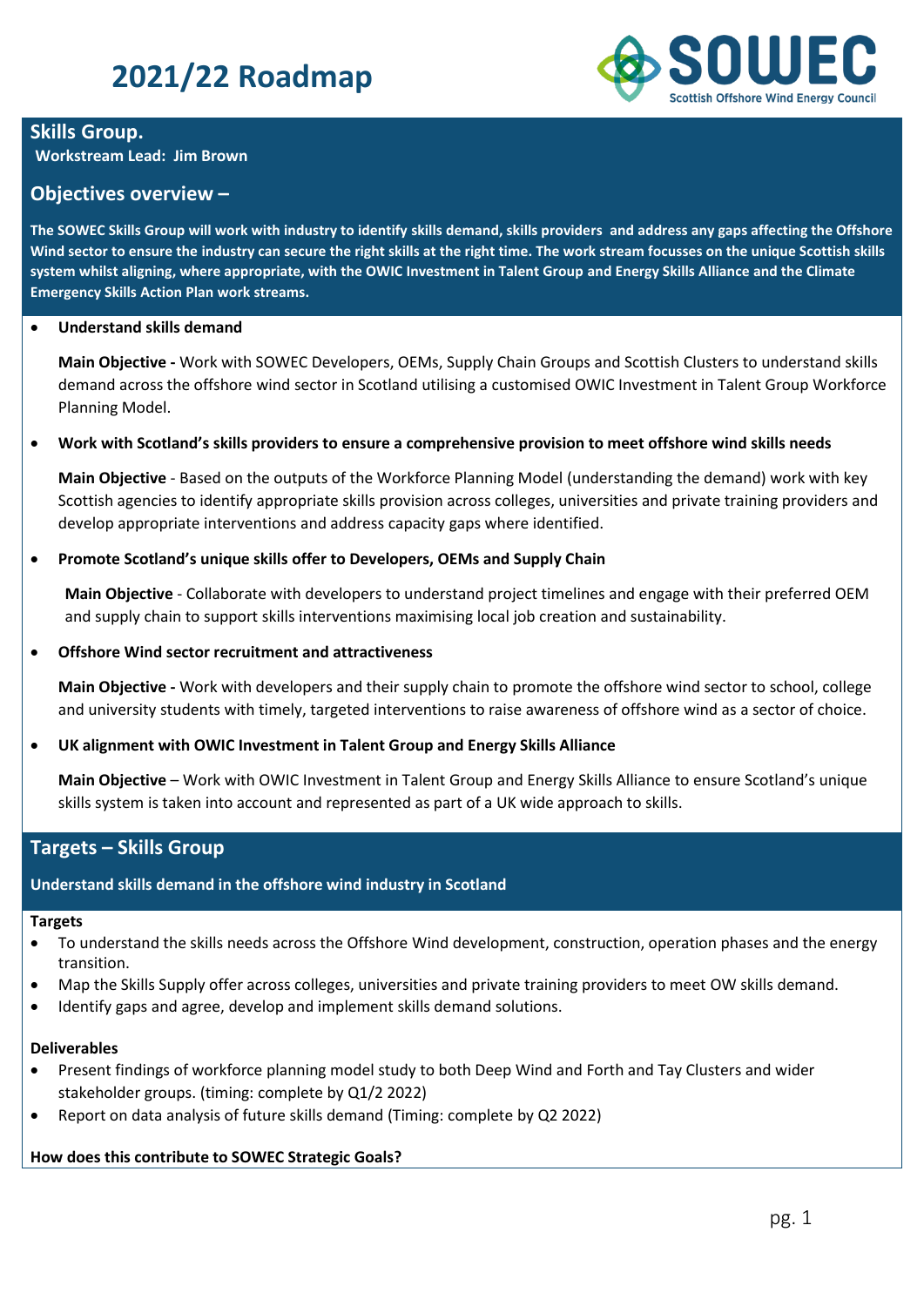# 2021/22 Roadmap

SOWEC
Scottish Offshore Wind Energy Council

## Skills Group.

**Workstream Lead: Jim Brown**

## Objectives overview –

**The SOWEC Skills Group will work with industry to identify skills demand, skills providers and address any gaps affecting the Offshore Wind sector to ensure the industry can secure the right skills at the right time. The work stream focusses on the unique Scottish skills system whilst aligning, where appropriate, with the OWIC Investment in Talent Group and Energy Skills Alliance and the Climate Emergency Skills Action Plan work streams.**

- **Understand skills demand**

  **Main Objective -** Work with SOWEC Developers, OEMs, Supply Chain Groups and Scottish Clusters to understand skills demand across the offshore wind sector in Scotland utilising a customised OWIC Investment in Talent Group Workforce Planning Model.

- **Work with Scotland's skills providers to ensure a comprehensive provision to meet offshore wind skills needs**

  **Main Objective** - Based on the outputs of the Workforce Planning Model (understanding the demand) work with key Scottish agencies to identify appropriate skills provision across colleges, universities and private training providers and develop appropriate interventions and address capacity gaps where identified.

- **Promote Scotland's unique skills offer to Developers, OEMs and Supply Chain**

  **Main Objective** - Collaborate with developers to understand project timelines and engage with their preferred OEM and supply chain to support skills interventions maximising local job creation and sustainability.

- **Offshore Wind sector recruitment and attractiveness**

  **Main Objective -** Work with developers and their supply chain to promote the offshore wind sector to school, college and university students with timely, targeted interventions to raise awareness of offshore wind as a sector of choice.

- **UK alignment with OWIC Investment in Talent Group and Energy Skills Alliance**

  **Main Objective** – Work with OWIC Investment in Talent Group and Energy Skills Alliance to ensure Scotland's unique skills system is taken into account and represented as part of a UK wide approach to skills.

## Targets – Skills Group

### Understand skills demand in the offshore wind industry in Scotland

**Targets**

- To understand the skills needs across the Offshore Wind development, construction, operation phases and the energy transition.
- Map the Skills Supply offer across colleges, universities and private training providers to meet OW skills demand.
- Identify gaps and agree, develop and implement skills demand solutions.

**Deliverables**

- Present findings of workforce planning model study to both Deep Wind and Forth and Tay Clusters and wider stakeholder groups. (timing: complete by Q1/2 2022)
- Report on data analysis of future skills demand (Timing: complete by Q2 2022)

**How does this contribute to SOWEC Strategic Goals?**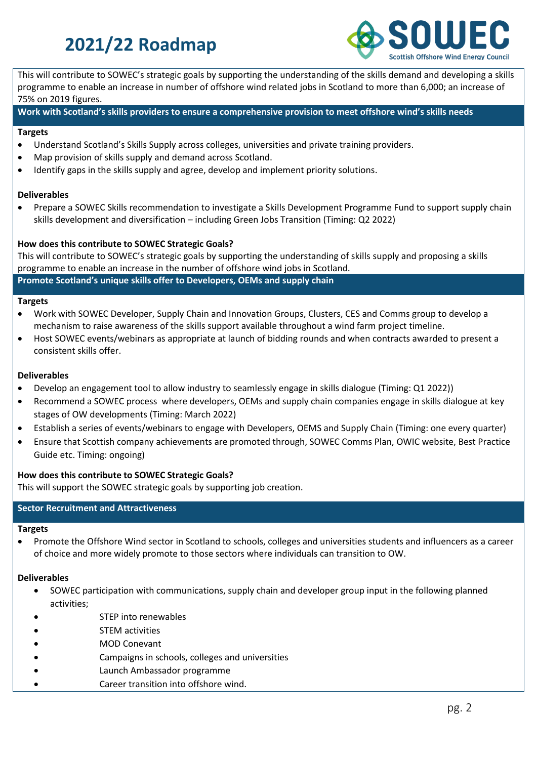# 2021/22 Roadmap

This will contribute to SOWEC's strategic goals by supporting the understanding of the skills demand and developing a skills programme to enable an increase in number of offshore wind related jobs in Scotland to more than 6,000; an increase of 75% on 2019 figures.

## Work with Scotland's skills providers to ensure a comprehensive provision to meet offshore wind's skills needs

**Targets**

- Understand Scotland's Skills Supply across colleges, universities and private training providers.
- Map provision of skills supply and demand across Scotland.
- Identify gaps in the skills supply and agree, develop and implement priority solutions.

**Deliverables**

- Prepare a SOWEC Skills recommendation to investigate a Skills Development Programme Fund to support supply chain skills development and diversification – including Green Jobs Transition (Timing: Q2 2022)

**How does this contribute to SOWEC Strategic Goals?**

This will contribute to SOWEC's strategic goals by supporting the understanding of skills supply and proposing a skills programme to enable an increase in the number of offshore wind jobs in Scotland.

## Promote Scotland's unique skills offer to Developers, OEMs and supply chain

**Targets**

- Work with SOWEC Developer, Supply Chain and Innovation Groups, Clusters, CES and Comms group to develop a mechanism to raise awareness of the skills support available throughout a wind farm project timeline.
- Host SOWEC events/webinars as appropriate at launch of bidding rounds and when contracts awarded to present a consistent skills offer.

**Deliverables**

- Develop an engagement tool to allow industry to seamlessly engage in skills dialogue (Timing: Q1 2022))
- Recommend a SOWEC process where developers, OEMs and supply chain companies engage in skills dialogue at key stages of OW developments (Timing: March 2022)
- Establish a series of events/webinars to engage with Developers, OEMS and Supply Chain (Timing: one every quarter)
- Ensure that Scottish company achievements are promoted through, SOWEC Comms Plan, OWIC website, Best Practice Guide etc. Timing: ongoing)

**How does this contribute to SOWEC Strategic Goals?**

This will support the SOWEC strategic goals by supporting job creation.

## Sector Recruitment and Attractiveness

**Targets**

- Promote the Offshore Wind sector in Scotland to schools, colleges and universities students and influencers as a career of choice and more widely promote to those sectors where individuals can transition to OW.

**Deliverables**

- SOWEC participation with communications, supply chain and developer group input in the following planned activities;
- STEP into renewables
- STEM activities
- MOD Conevant
- Campaigns in schools, colleges and universities
- Launch Ambassador programme
- Career transition into offshore wind.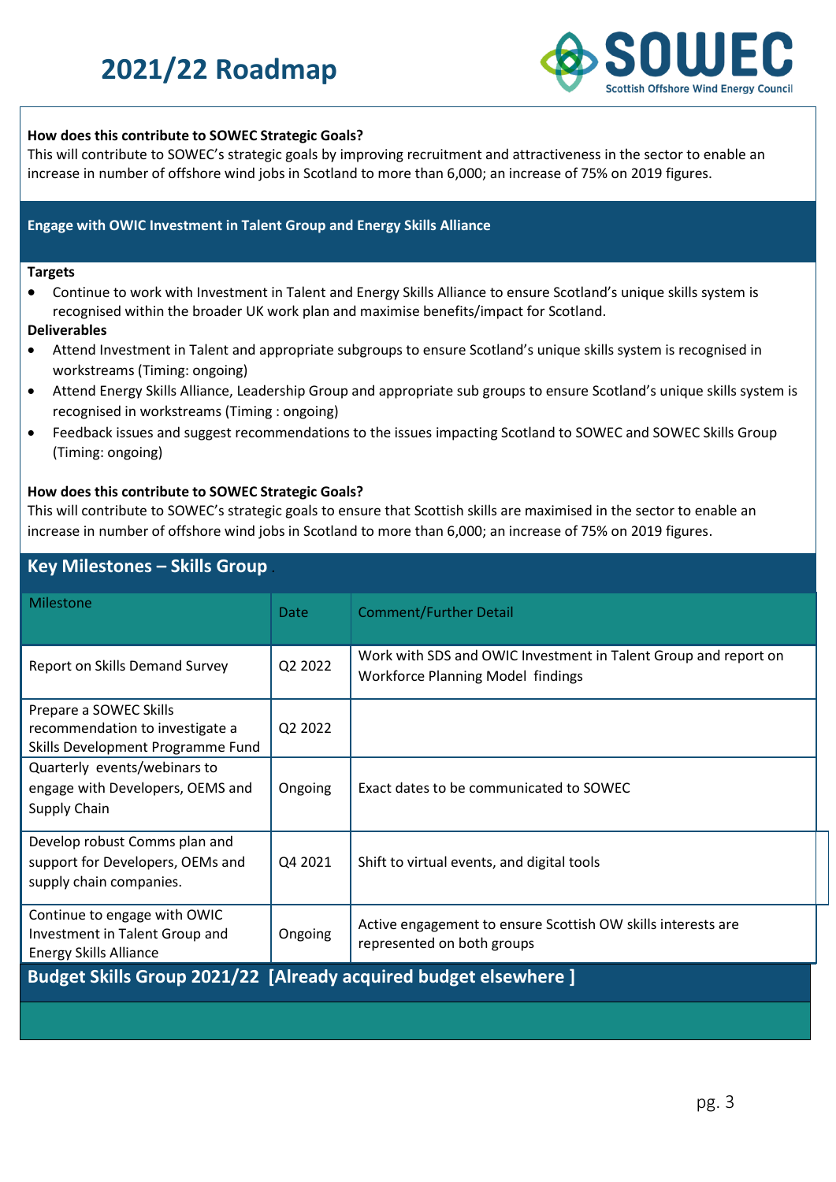# 2021/22 Roadmap

**How does this contribute to SOWEC Strategic Goals?**
This will contribute to SOWEC's strategic goals by improving recruitment and attractiveness in the sector to enable an increase in number of offshore wind jobs in Scotland to more than 6,000; an increase of 75% on 2019 figures.

## Engage with OWIC Investment in Talent Group and Energy Skills Alliance

**Targets**

- Continue to work with Investment in Talent and Energy Skills Alliance to ensure Scotland's unique skills system is recognised within the broader UK work plan and maximise benefits/impact for Scotland.

**Deliverables**

- Attend Investment in Talent and appropriate subgroups to ensure Scotland's unique skills system is recognised in workstreams (Timing: ongoing)
- Attend Energy Skills Alliance, Leadership Group and appropriate sub groups to ensure Scotland's unique skills system is recognised in workstreams (Timing : ongoing)
- Feedback issues and suggest recommendations to the issues impacting Scotland to SOWEC and SOWEC Skills Group (Timing: ongoing)

**How does this contribute to SOWEC Strategic Goals?**
This will contribute to SOWEC's strategic goals to ensure that Scottish skills are maximised in the sector to enable an increase in number of offshore wind jobs in Scotland to more than 6,000; an increase of 75% on 2019 figures.

## Key Milestones – Skills Group

| Milestone | Date | Comment/Further Detail |
|---|---|---|
| Report on Skills Demand Survey | Q2 2022 | Work with SDS and OWIC Investment in Talent Group and report on Workforce Planning Model findings |
| Prepare a SOWEC Skills recommendation to investigate a Skills Development Programme Fund | Q2 2022 | |
| Quarterly events/webinars to engage with Developers, OEMS and Supply Chain | Ongoing | Exact dates to be communicated to SOWEC |
| Develop robust Comms plan and support for Developers, OEMs and supply chain companies. | Q4 2021 | Shift to virtual events, and digital tools |
| Continue to engage with OWIC Investment in Talent Group and Energy Skills Alliance | Ongoing | Active engagement to ensure Scottish OW skills interests are represented on both groups |

## Budget Skills Group 2021/22 [Already acquired budget elsewhere ]